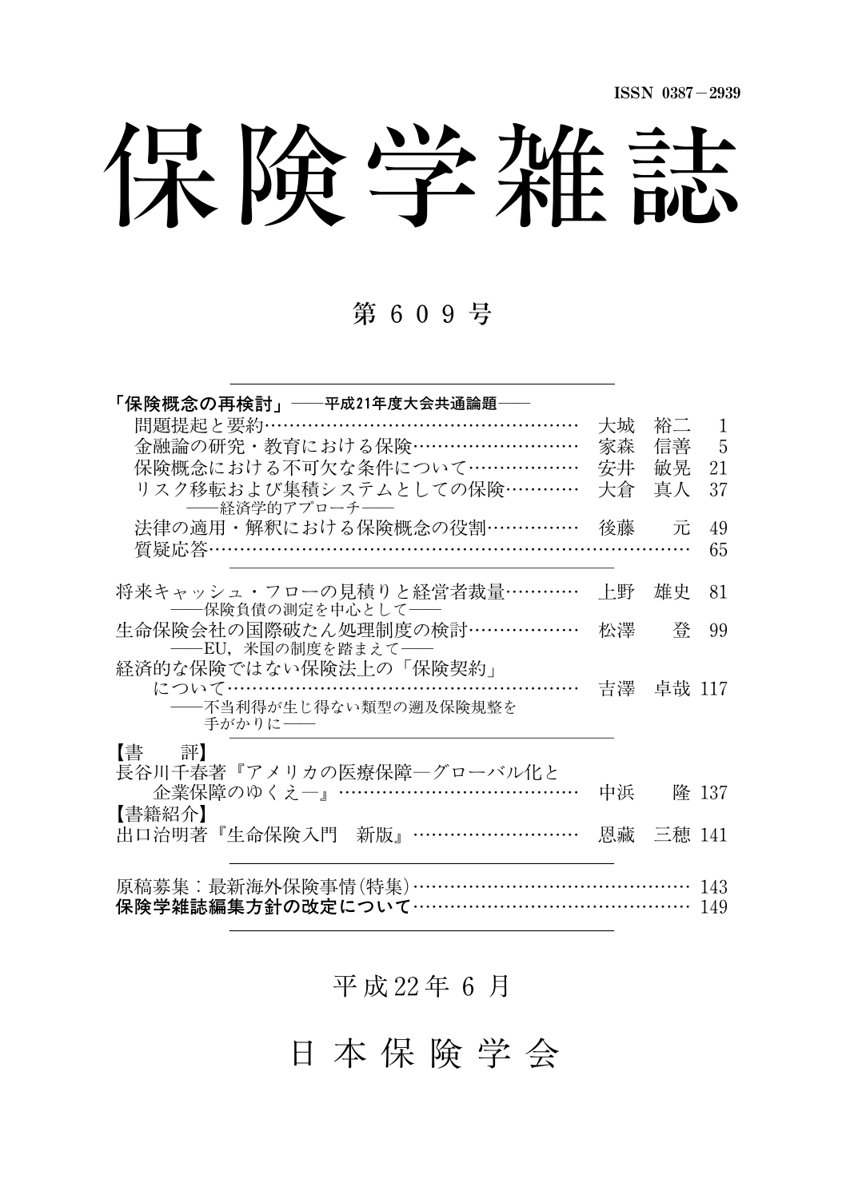ISSN 0387－2939

# 保険学雑誌

## 第 609 号

**「保険概念の再検討」**――平成21年度大会共通論題――

- 問題提起と要約……………………………………………… 大城　裕二　1
- 金融論の研究・教育における保険……………………… 家森　信善　5
- 保険概念における不可欠な条件について……………… 安井　敏晃　21
- リスク移転および集積システムとしての保険………… 大倉　真人　37
  ――経済学的アプローチ――
- 法律の適用・解釈における保険概念の役割…………… 後藤　元　49
- 質疑応答…………………………………………………………………… 65

---

将来キャッシュ・フローの見積りと経営者裁量………… 上野　雄史　81
――保険負債の測定を中心として――

生命保険会社の国際破たん処理制度の検討……………… 松澤　登　99
――EU，米国の制度を踏まえて――

経済的な保険ではない保険法上の「保険契約」
について…………………………………………………… 吉澤　卓哉 117
――不当利得が生じ得ない類型の遡及保険規整を
手がかりに――

---

**【書　評】**

長谷川千春著『アメリカの医療保障―グローバル化と
企業保障のゆくえ―』…………………………………… 中浜　隆 137

**【書籍紹介】**

出口治明著『生命保険入門　新版』……………………… 恩藏　三穂 141

---

原稿募集：最新海外保険事情(特集)……………………………………… 143

**保険学雑誌編集方針の改定について**……………………………………… 149

---

平成22年 6 月

日 本 保 険 学 会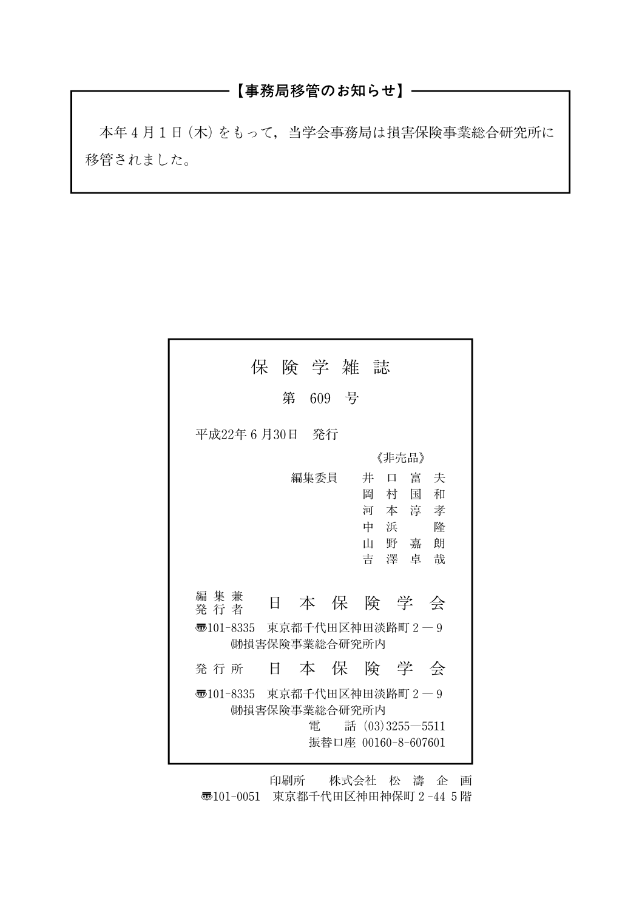## 【事務局移管のお知らせ】

本年４月１日（木）をもって，当学会事務局は損害保険事業総合研究所に移管されました。

---

# 保険学雑誌

第 609 号

平成22年６月30日　発行

《非売品》

編集委員　井口富夫
　　　　　岡村国和
　　　　　河本淳孝
　　　　　中浜　隆
　　　　　山野嘉朗
　　　　　吉澤卓哉

編集兼発行者　日本保険学会

〒101-8335　東京都千代田区神田淡路町２―９
　　　　(財)損害保険事業総合研究所内

発行所　日本保険学会

〒101-8335　東京都千代田区神田淡路町２―９
　　　　(財)損害保険事業総合研究所内
　　　　電　話（03）3255―5511
　　　　振替口座 00160-8-607601

印刷所　株式会社 松濤企画
〒101-0051　東京都千代田区神田神保町２-44 ５階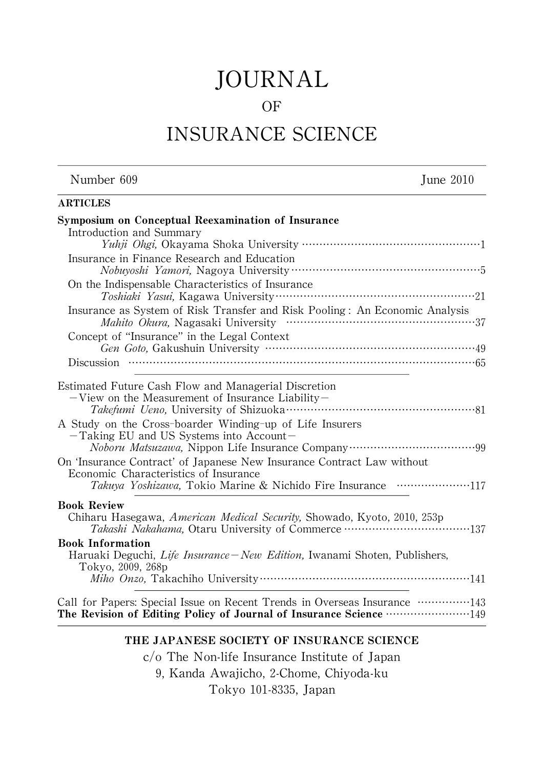# JOURNAL

OF

# INSURANCE SCIENCE

Number 609 June 2010

**ARTICLES**

**Symposium on Conceptual Reexamination of Insurance**

Introduction and Summary
*Yuhji Ohgi,* Okayama Shoka University ……………………………………………1

Insurance in Finance Research and Education
*Nobuyoshi Yamori,* Nagoya University……………………………………………5

On the Indispensable Characteristics of Insurance
*Toshiaki Yasui,* Kagawa University………………………………………………21

Insurance as System of Risk Transfer and Risk Pooling : An Economic Analysis
*Mahito Okura,* Nagasaki University ……………………………………………37

Concept of "Insurance" in the Legal Context
*Gen Goto,* Gakushuin University …………………………………………………49

Discussion ……………………………………………………………………………65

---

Estimated Future Cash Flow and Managerial Discretion
－View on the Measurement of Insurance Liability－
*Takefumi Ueno,* University of Shizuoka……………………………………………81

A Study on the Cross-boarder Winding-up of Life Insurers
－Taking EU and US Systems into Account－
*Noboru Matsuzawa,* Nippon Life Insurance Company……………………………99

On 'Insurance Contract' of Japanese New Insurance Contract Law without Economic Characteristics of Insurance
*Takuya Yoshizawa,* Tokio Marine & Nichido Fire Insurance …………………117

---

**Book Review**

Chiharu Hasegawa, *American Medical Security,* Showado, Kyoto, 2010, 253p
*Takashi Nakahama,* Otaru University of Commerce ………………………………137

**Book Information**

Haruaki Deguchi, *Life Insurance－New Edition,* Iwanami Shoten, Publishers, Tokyo, 2009, 268p
*Miho Onzo,* Takachiho University…………………………………………………141

---

Call for Papers: Special Issue on Recent Trends in Overseas Insurance ……………143

**The Revision of Editing Policy of Journal of Insurance Science** ……………………149

---

**THE JAPANESE SOCIETY OF INSURANCE SCIENCE**

c/o The Non-life Insurance Institute of Japan
9, Kanda Awajicho, 2-Chome, Chiyoda-ku
Tokyo 101-8335, Japan